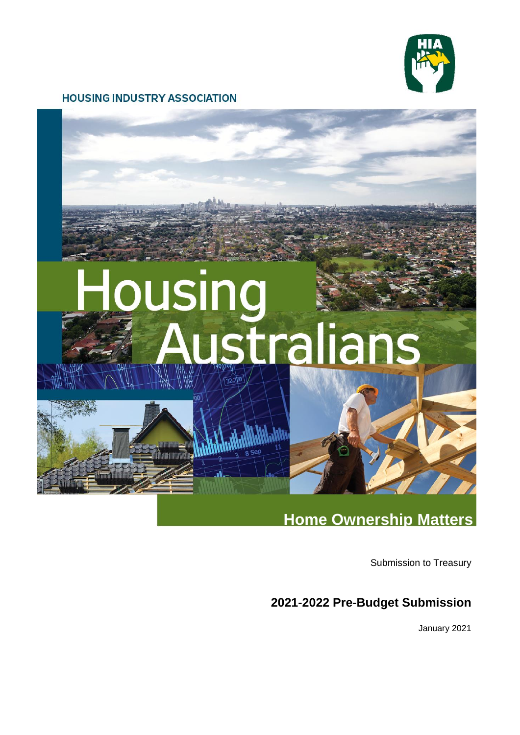HOUSING INDUSTRY ASSOCIATION

# Housing Australians

## Home Ownership Matters

Submission to Treasury

## 2021-2022 Pre-Budget Submission

January 2021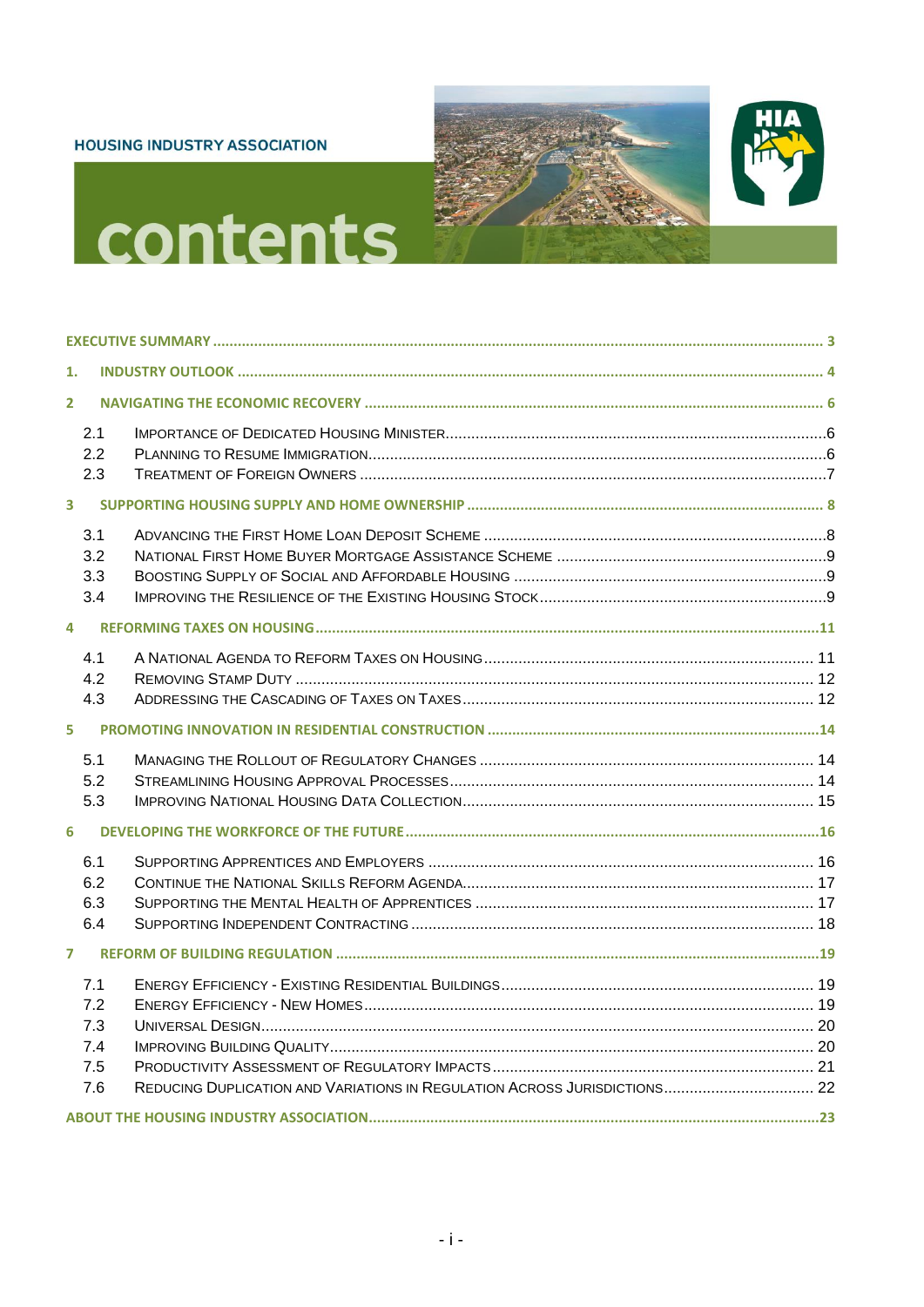HOUSING INDUSTRY ASSOCIATION

# contents

**EXECUTIVE SUMMARY** ... 3

**1. INDUSTRY OUTLOOK** ... 4

**2 NAVIGATING THE ECONOMIC RECOVERY** ... 6

- 2.1 Importance of Dedicated Housing Minister ... 6
- 2.2 Planning to Resume Immigration ... 6
- 2.3 Treatment of Foreign Owners ... 7

**3 SUPPORTING HOUSING SUPPLY AND HOME OWNERSHIP** ... 8

- 3.1 Advancing the First Home Loan Deposit Scheme ... 8
- 3.2 National First Home Buyer Mortgage Assistance Scheme ... 9
- 3.3 Boosting Supply of Social and Affordable Housing ... 9
- 3.4 Improving the Resilience of the Existing Housing Stock ... 9

**4 REFORMING TAXES ON HOUSING** ... 11

- 4.1 A National Agenda to Reform Taxes on Housing ... 11
- 4.2 Removing Stamp Duty ... 12
- 4.3 Addressing the Cascading of Taxes on Taxes ... 12

**5 PROMOTING INNOVATION IN RESIDENTIAL CONSTRUCTION** ... 14

- 5.1 Managing the Rollout of Regulatory Changes ... 14
- 5.2 Streamlining Housing Approval Processes ... 14
- 5.3 Improving National Housing Data Collection ... 15

**6 DEVELOPING THE WORKFORCE OF THE FUTURE** ... 16

- 6.1 Supporting Apprentices and Employers ... 16
- 6.2 Continue the National Skills Reform Agenda ... 17
- 6.3 Supporting the Mental Health of Apprentices ... 17
- 6.4 Supporting Independent Contracting ... 18

**7 REFORM OF BUILDING REGULATION** ... 19

- 7.1 Energy Efficiency - Existing Residential Buildings ... 19
- 7.2 Energy Efficiency - New Homes ... 19
- 7.3 Universal Design ... 20
- 7.4 Improving Building Quality ... 20
- 7.5 Productivity Assessment of Regulatory Impacts ... 21
- 7.6 Reducing Duplication and Variations in Regulation Across Jurisdictions ... 22

**ABOUT THE HOUSING INDUSTRY ASSOCIATION** ... 23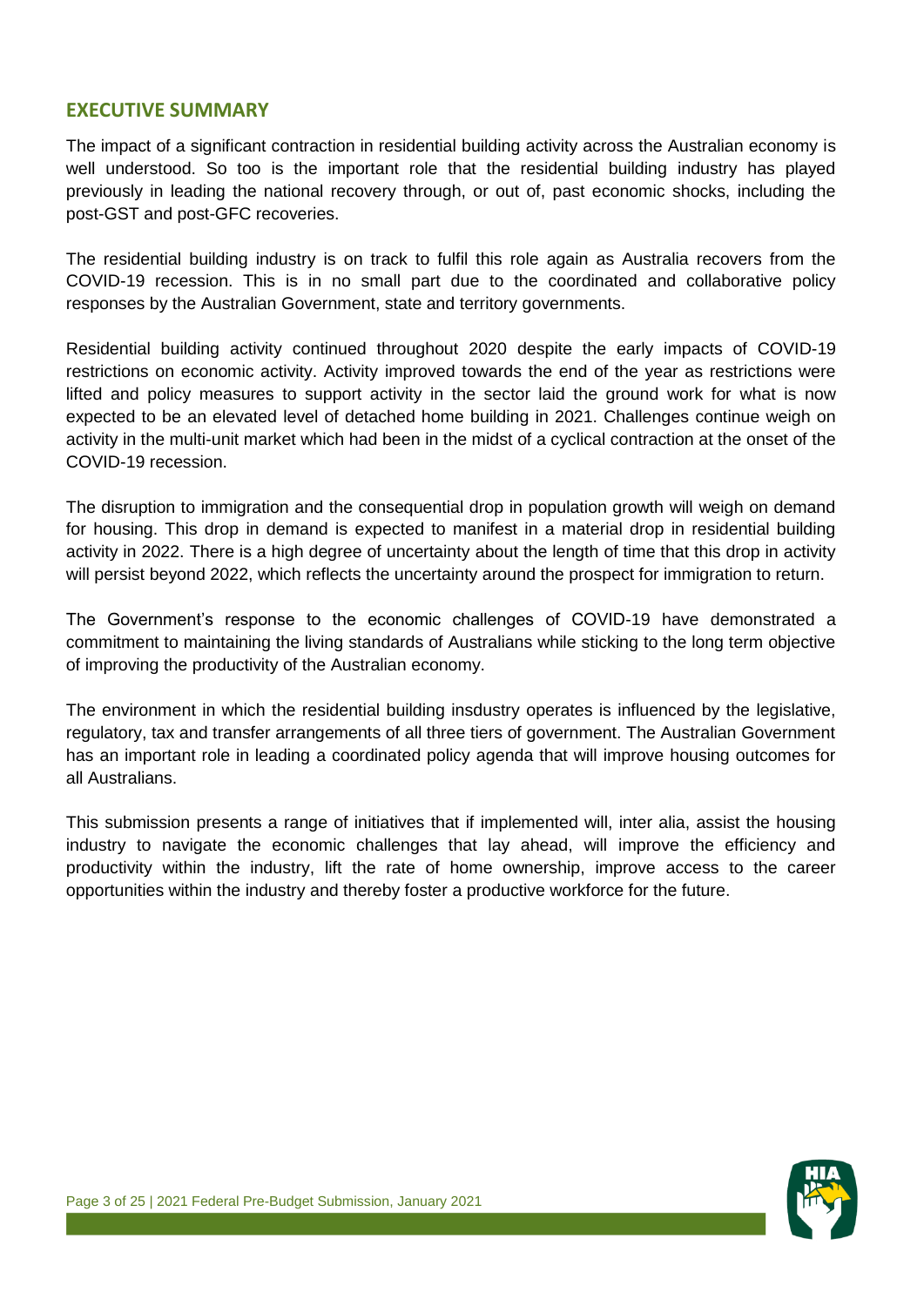## EXECUTIVE SUMMARY

The impact of a significant contraction in residential building activity across the Australian economy is well understood. So too is the important role that the residential building industry has played previously in leading the national recovery through, or out of, past economic shocks, including the post-GST and post-GFC recoveries.

The residential building industry is on track to fulfil this role again as Australia recovers from the COVID-19 recession. This is in no small part due to the coordinated and collaborative policy responses by the Australian Government, state and territory governments.

Residential building activity continued throughout 2020 despite the early impacts of COVID-19 restrictions on economic activity. Activity improved towards the end of the year as restrictions were lifted and policy measures to support activity in the sector laid the ground work for what is now expected to be an elevated level of detached home building in 2021. Challenges continue weigh on activity in the multi-unit market which had been in the midst of a cyclical contraction at the onset of the COVID-19 recession.

The disruption to immigration and the consequential drop in population growth will weigh on demand for housing. This drop in demand is expected to manifest in a material drop in residential building activity in 2022. There is a high degree of uncertainty about the length of time that this drop in activity will persist beyond 2022, which reflects the uncertainty around the prospect for immigration to return.

The Government's response to the economic challenges of COVID-19 have demonstrated a commitment to maintaining the living standards of Australians while sticking to the long term objective of improving the productivity of the Australian economy.

The environment in which the residential building insdustry operates is influenced by the legislative, regulatory, tax and transfer arrangements of all three tiers of government. The Australian Government has an important role in leading a coordinated policy agenda that will improve housing outcomes for all Australians.

This submission presents a range of initiatives that if implemented will, inter alia, assist the housing industry to navigate the economic challenges that lay ahead, will improve the efficiency and productivity within the industry, lift the rate of home ownership, improve access to the career opportunities within the industry and thereby foster a productive workforce for the future.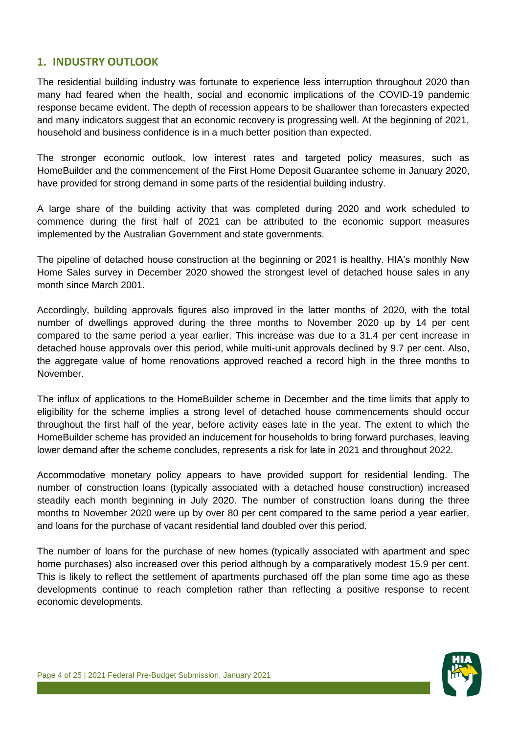## 1. INDUSTRY OUTLOOK

The residential building industry was fortunate to experience less interruption throughout 2020 than many had feared when the health, social and economic implications of the COVID-19 pandemic response became evident. The depth of recession appears to be shallower than forecasters expected and many indicators suggest that an economic recovery is progressing well. At the beginning of 2021, household and business confidence is in a much better position than expected.

The stronger economic outlook, low interest rates and targeted policy measures, such as HomeBuilder and the commencement of the First Home Deposit Guarantee scheme in January 2020, have provided for strong demand in some parts of the residential building industry.

A large share of the building activity that was completed during 2020 and work scheduled to commence during the first half of 2021 can be attributed to the economic support measures implemented by the Australian Government and state governments.

The pipeline of detached house construction at the beginning or 2021 is healthy. HIA's monthly New Home Sales survey in December 2020 showed the strongest level of detached house sales in any month since March 2001.

Accordingly, building approvals figures also improved in the latter months of 2020, with the total number of dwellings approved during the three months to November 2020 up by 14 per cent compared to the same period a year earlier. This increase was due to a 31.4 per cent increase in detached house approvals over this period, while multi-unit approvals declined by 9.7 per cent. Also, the aggregate value of home renovations approved reached a record high in the three months to November.

The influx of applications to the HomeBuilder scheme in December and the time limits that apply to eligibility for the scheme implies a strong level of detached house commencements should occur throughout the first half of the year, before activity eases late in the year. The extent to which the HomeBuilder scheme has provided an inducement for households to bring forward purchases, leaving lower demand after the scheme concludes, represents a risk for late in 2021 and throughout 2022.

Accommodative monetary policy appears to have provided support for residential lending. The number of construction loans (typically associated with a detached house construction) increased steadily each month beginning in July 2020. The number of construction loans during the three months to November 2020 were up by over 80 per cent compared to the same period a year earlier, and loans for the purchase of vacant residential land doubled over this period.

The number of loans for the purchase of new homes (typically associated with apartment and spec home purchases) also increased over this period although by a comparatively modest 15.9 per cent. This is likely to reflect the settlement of apartments purchased off the plan some time ago as these developments continue to reach completion rather than reflecting a positive response to recent economic developments.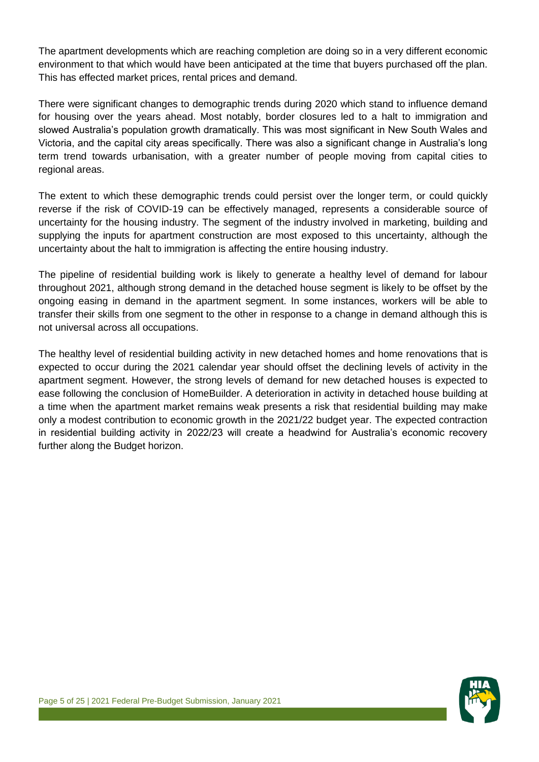The apartment developments which are reaching completion are doing so in a very different economic environment to that which would have been anticipated at the time that buyers purchased off the plan. This has effected market prices, rental prices and demand.

There were significant changes to demographic trends during 2020 which stand to influence demand for housing over the years ahead. Most notably, border closures led to a halt to immigration and slowed Australia's population growth dramatically. This was most significant in New South Wales and Victoria, and the capital city areas specifically. There was also a significant change in Australia's long term trend towards urbanisation, with a greater number of people moving from capital cities to regional areas.

The extent to which these demographic trends could persist over the longer term, or could quickly reverse if the risk of COVID-19 can be effectively managed, represents a considerable source of uncertainty for the housing industry. The segment of the industry involved in marketing, building and supplying the inputs for apartment construction are most exposed to this uncertainty, although the uncertainty about the halt to immigration is affecting the entire housing industry.

The pipeline of residential building work is likely to generate a healthy level of demand for labour throughout 2021, although strong demand in the detached house segment is likely to be offset by the ongoing easing in demand in the apartment segment. In some instances, workers will be able to transfer their skills from one segment to the other in response to a change in demand although this is not universal across all occupations.

The healthy level of residential building activity in new detached homes and home renovations that is expected to occur during the 2021 calendar year should offset the declining levels of activity in the apartment segment. However, the strong levels of demand for new detached houses is expected to ease following the conclusion of HomeBuilder. A deterioration in activity in detached house building at a time when the apartment market remains weak presents a risk that residential building may make only a modest contribution to economic growth in the 2021/22 budget year. The expected contraction in residential building activity in 2022/23 will create a headwind for Australia's economic recovery further along the Budget horizon.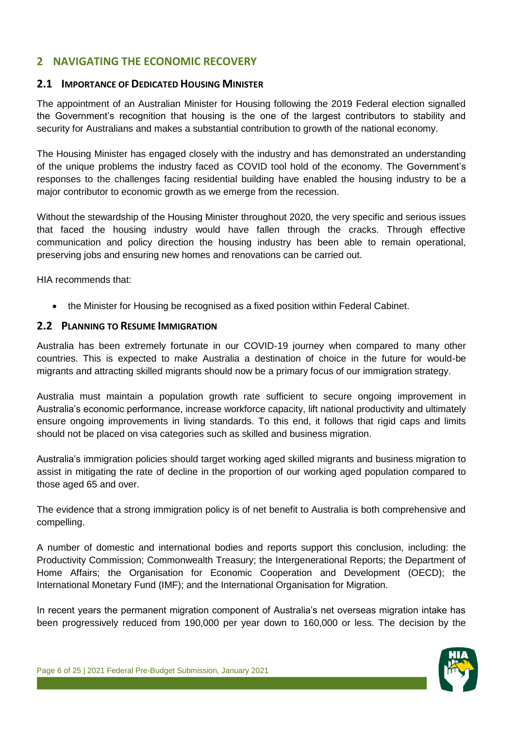## 2 NAVIGATING THE ECONOMIC RECOVERY

### 2.1 IMPORTANCE OF DEDICATED HOUSING MINISTER

The appointment of an Australian Minister for Housing following the 2019 Federal election signalled the Government's recognition that housing is the one of the largest contributors to stability and security for Australians and makes a substantial contribution to growth of the national economy.

The Housing Minister has engaged closely with the industry and has demonstrated an understanding of the unique problems the industry faced as COVID tool hold of the economy. The Government's responses to the challenges facing residential building have enabled the housing industry to be a major contributor to economic growth as we emerge from the recession.

Without the stewardship of the Housing Minister throughout 2020, the very specific and serious issues that faced the housing industry would have fallen through the cracks. Through effective communication and policy direction the housing industry has been able to remain operational, preserving jobs and ensuring new homes and renovations can be carried out.

HIA recommends that:

- the Minister for Housing be recognised as a fixed position within Federal Cabinet.

### 2.2 PLANNING TO RESUME IMMIGRATION

Australia has been extremely fortunate in our COVID-19 journey when compared to many other countries. This is expected to make Australia a destination of choice in the future for would-be migrants and attracting skilled migrants should now be a primary focus of our immigration strategy.

Australia must maintain a population growth rate sufficient to secure ongoing improvement in Australia's economic performance, increase workforce capacity, lift national productivity and ultimately ensure ongoing improvements in living standards. To this end, it follows that rigid caps and limits should not be placed on visa categories such as skilled and business migration.

Australia's immigration policies should target working aged skilled migrants and business migration to assist in mitigating the rate of decline in the proportion of our working aged population compared to those aged 65 and over.

The evidence that a strong immigration policy is of net benefit to Australia is both comprehensive and compelling.

A number of domestic and international bodies and reports support this conclusion, including: the Productivity Commission; Commonwealth Treasury; the Intergenerational Reports; the Department of Home Affairs; the Organisation for Economic Cooperation and Development (OECD); the International Monetary Fund (IMF); and the International Organisation for Migration.

In recent years the permanent migration component of Australia's net overseas migration intake has been progressively reduced from 190,000 per year down to 160,000 or less. The decision by the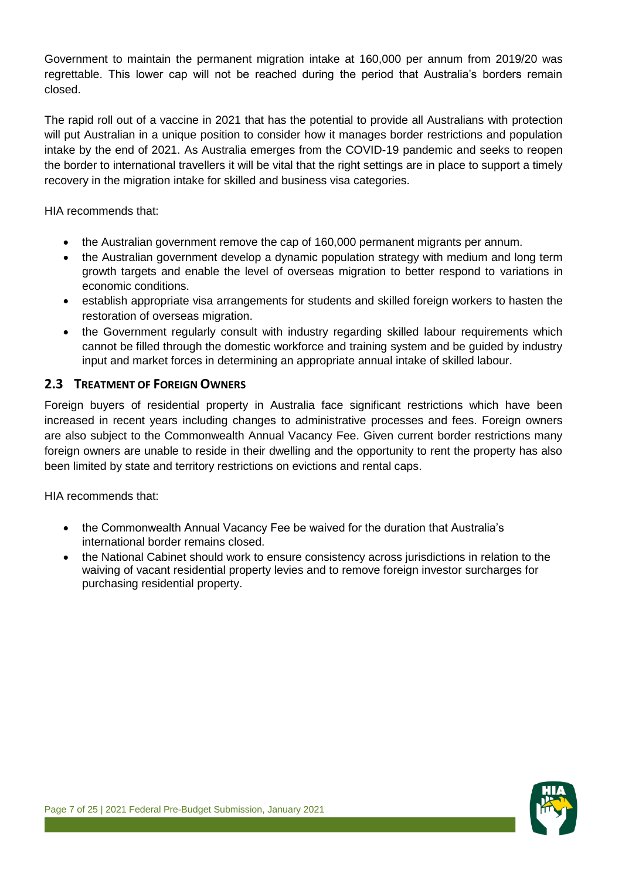Government to maintain the permanent migration intake at 160,000 per annum from 2019/20 was regrettable. This lower cap will not be reached during the period that Australia's borders remain closed.

The rapid roll out of a vaccine in 2021 that has the potential to provide all Australians with protection will put Australian in a unique position to consider how it manages border restrictions and population intake by the end of 2021. As Australia emerges from the COVID-19 pandemic and seeks to reopen the border to international travellers it will be vital that the right settings are in place to support a timely recovery in the migration intake for skilled and business visa categories.

HIA recommends that:

- the Australian government remove the cap of 160,000 permanent migrants per annum.
- the Australian government develop a dynamic population strategy with medium and long term growth targets and enable the level of overseas migration to better respond to variations in economic conditions.
- establish appropriate visa arrangements for students and skilled foreign workers to hasten the restoration of overseas migration.
- the Government regularly consult with industry regarding skilled labour requirements which cannot be filled through the domestic workforce and training system and be guided by industry input and market forces in determining an appropriate annual intake of skilled labour.

## 2.3 Treatment of Foreign Owners

Foreign buyers of residential property in Australia face significant restrictions which have been increased in recent years including changes to administrative processes and fees. Foreign owners are also subject to the Commonwealth Annual Vacancy Fee. Given current border restrictions many foreign owners are unable to reside in their dwelling and the opportunity to rent the property has also been limited by state and territory restrictions on evictions and rental caps.

HIA recommends that:

- the Commonwealth Annual Vacancy Fee be waived for the duration that Australia's international border remains closed.
- the National Cabinet should work to ensure consistency across jurisdictions in relation to the waiving of vacant residential property levies and to remove foreign investor surcharges for purchasing residential property.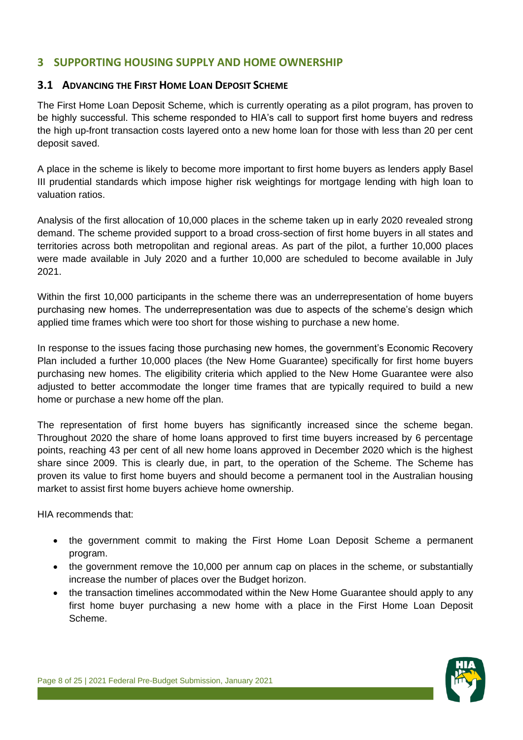## 3 SUPPORTING HOUSING SUPPLY AND HOME OWNERSHIP

### 3.1 ADVANCING THE FIRST HOME LOAN DEPOSIT SCHEME

The First Home Loan Deposit Scheme, which is currently operating as a pilot program, has proven to be highly successful. This scheme responded to HIA's call to support first home buyers and redress the high up-front transaction costs layered onto a new home loan for those with less than 20 per cent deposit saved.

A place in the scheme is likely to become more important to first home buyers as lenders apply Basel III prudential standards which impose higher risk weightings for mortgage lending with high loan to valuation ratios.

Analysis of the first allocation of 10,000 places in the scheme taken up in early 2020 revealed strong demand. The scheme provided support to a broad cross-section of first home buyers in all states and territories across both metropolitan and regional areas. As part of the pilot, a further 10,000 places were made available in July 2020 and a further 10,000 are scheduled to become available in July 2021.

Within the first 10,000 participants in the scheme there was an underrepresentation of home buyers purchasing new homes. The underrepresentation was due to aspects of the scheme's design which applied time frames which were too short for those wishing to purchase a new home.

In response to the issues facing those purchasing new homes, the government's Economic Recovery Plan included a further 10,000 places (the New Home Guarantee) specifically for first home buyers purchasing new homes. The eligibility criteria which applied to the New Home Guarantee were also adjusted to better accommodate the longer time frames that are typically required to build a new home or purchase a new home off the plan.

The representation of first home buyers has significantly increased since the scheme began. Throughout 2020 the share of home loans approved to first time buyers increased by 6 percentage points, reaching 43 per cent of all new home loans approved in December 2020 which is the highest share since 2009. This is clearly due, in part, to the operation of the Scheme. The Scheme has proven its value to first home buyers and should become a permanent tool in the Australian housing market to assist first home buyers achieve home ownership.

HIA recommends that:

- the government commit to making the First Home Loan Deposit Scheme a permanent program.
- the government remove the 10,000 per annum cap on places in the scheme, or substantially increase the number of places over the Budget horizon.
- the transaction timelines accommodated within the New Home Guarantee should apply to any first home buyer purchasing a new home with a place in the First Home Loan Deposit Scheme.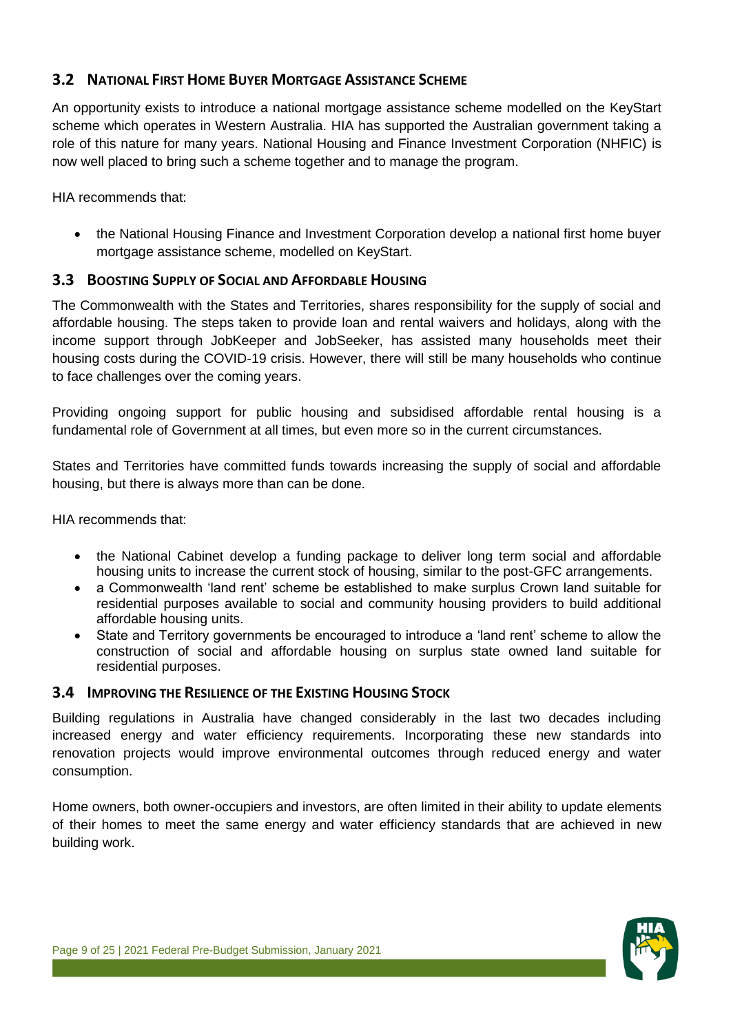### 3.2 National First Home Buyer Mortgage Assistance Scheme

An opportunity exists to introduce a national mortgage assistance scheme modelled on the KeyStart scheme which operates in Western Australia. HIA has supported the Australian government taking a role of this nature for many years. National Housing and Finance Investment Corporation (NHFIC) is now well placed to bring such a scheme together and to manage the program.

HIA recommends that:

- the National Housing Finance and Investment Corporation develop a national first home buyer mortgage assistance scheme, modelled on KeyStart.

### 3.3 Boosting Supply of Social and Affordable Housing

The Commonwealth with the States and Territories, shares responsibility for the supply of social and affordable housing. The steps taken to provide loan and rental waivers and holidays, along with the income support through JobKeeper and JobSeeker, has assisted many households meet their housing costs during the COVID-19 crisis. However, there will still be many households who continue to face challenges over the coming years.

Providing ongoing support for public housing and subsidised affordable rental housing is a fundamental role of Government at all times, but even more so in the current circumstances.

States and Territories have committed funds towards increasing the supply of social and affordable housing, but there is always more than can be done.

HIA recommends that:

- the National Cabinet develop a funding package to deliver long term social and affordable housing units to increase the current stock of housing, similar to the post-GFC arrangements.
- a Commonwealth 'land rent' scheme be established to make surplus Crown land suitable for residential purposes available to social and community housing providers to build additional affordable housing units.
- State and Territory governments be encouraged to introduce a 'land rent' scheme to allow the construction of social and affordable housing on surplus state owned land suitable for residential purposes.

### 3.4 Improving the Resilience of the Existing Housing Stock

Building regulations in Australia have changed considerably in the last two decades including increased energy and water efficiency requirements. Incorporating these new standards into renovation projects would improve environmental outcomes through reduced energy and water consumption.

Home owners, both owner-occupiers and investors, are often limited in their ability to update elements of their homes to meet the same energy and water efficiency standards that are achieved in new building work.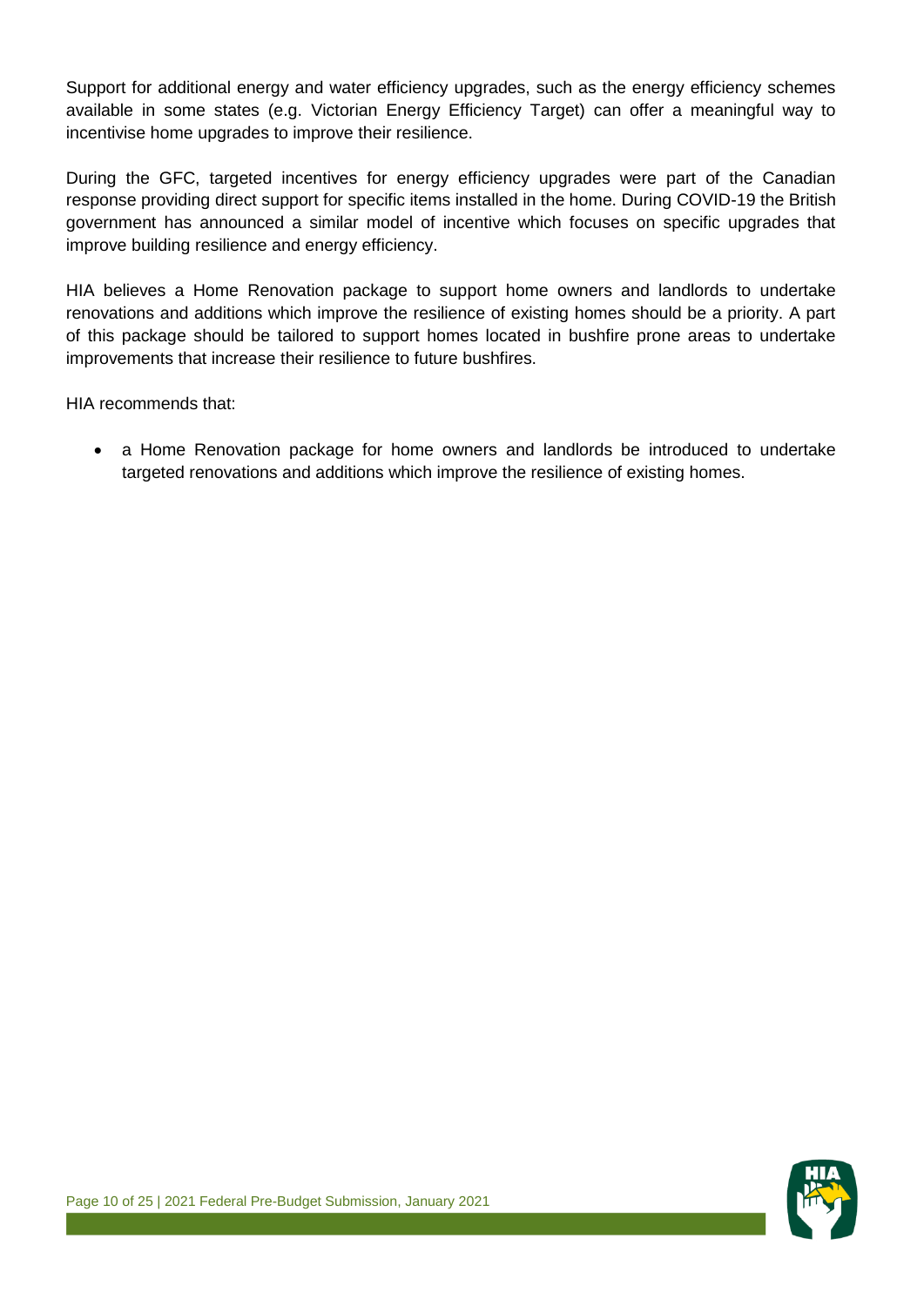Support for additional energy and water efficiency upgrades, such as the energy efficiency schemes available in some states (e.g. Victorian Energy Efficiency Target) can offer a meaningful way to incentivise home upgrades to improve their resilience.

During the GFC, targeted incentives for energy efficiency upgrades were part of the Canadian response providing direct support for specific items installed in the home. During COVID-19 the British government has announced a similar model of incentive which focuses on specific upgrades that improve building resilience and energy efficiency.

HIA believes a Home Renovation package to support home owners and landlords to undertake renovations and additions which improve the resilience of existing homes should be a priority. A part of this package should be tailored to support homes located in bushfire prone areas to undertake improvements that increase their resilience to future bushfires.

HIA recommends that:

- a Home Renovation package for home owners and landlords be introduced to undertake targeted renovations and additions which improve the resilience of existing homes.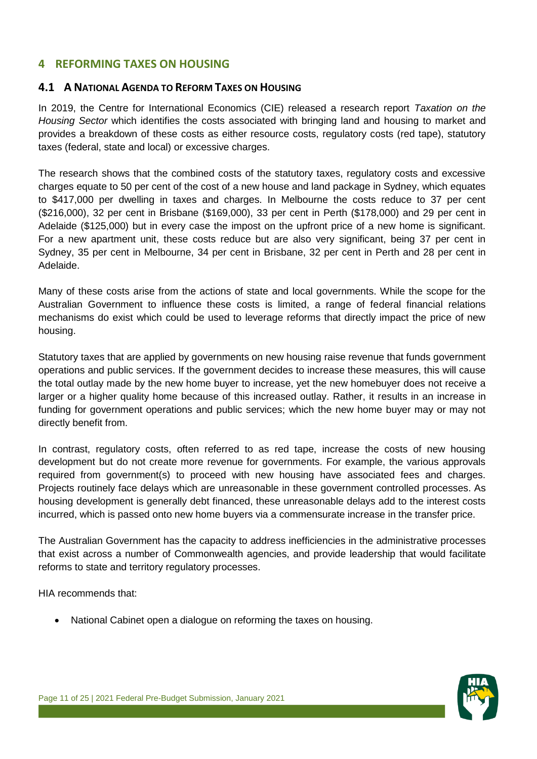# 4 REFORMING TAXES ON HOUSING

## 4.1 A NATIONAL AGENDA TO REFORM TAXES ON HOUSING

In 2019, the Centre for International Economics (CIE) released a research report *Taxation on the Housing Sector* which identifies the costs associated with bringing land and housing to market and provides a breakdown of these costs as either resource costs, regulatory costs (red tape), statutory taxes (federal, state and local) or excessive charges.

The research shows that the combined costs of the statutory taxes, regulatory costs and excessive charges equate to 50 per cent of the cost of a new house and land package in Sydney, which equates to $417,000 per dwelling in taxes and charges. In Melbourne the costs reduce to 37 per cent ($216,000), 32 per cent in Brisbane ($169,000), 33 per cent in Perth ($178,000) and 29 per cent in Adelaide ($125,000) but in every case the impost on the upfront price of a new home is significant. For a new apartment unit, these costs reduce but are also very significant, being 37 per cent in Sydney, 35 per cent in Melbourne, 34 per cent in Brisbane, 32 per cent in Perth and 28 per cent in Adelaide.

Many of these costs arise from the actions of state and local governments. While the scope for the Australian Government to influence these costs is limited, a range of federal financial relations mechanisms do exist which could be used to leverage reforms that directly impact the price of new housing.

Statutory taxes that are applied by governments on new housing raise revenue that funds government operations and public services. If the government decides to increase these measures, this will cause the total outlay made by the new home buyer to increase, yet the new homebuyer does not receive a larger or a higher quality home because of this increased outlay. Rather, it results in an increase in funding for government operations and public services; which the new home buyer may or may not directly benefit from.

In contrast, regulatory costs, often referred to as red tape, increase the costs of new housing development but do not create more revenue for governments. For example, the various approvals required from government(s) to proceed with new housing have associated fees and charges. Projects routinely face delays which are unreasonable in these government controlled processes. As housing development is generally debt financed, these unreasonable delays add to the interest costs incurred, which is passed onto new home buyers via a commensurate increase in the transfer price.

The Australian Government has the capacity to address inefficiencies in the administrative processes that exist across a number of Commonwealth agencies, and provide leadership that would facilitate reforms to state and territory regulatory processes.

HIA recommends that:

- National Cabinet open a dialogue on reforming the taxes on housing.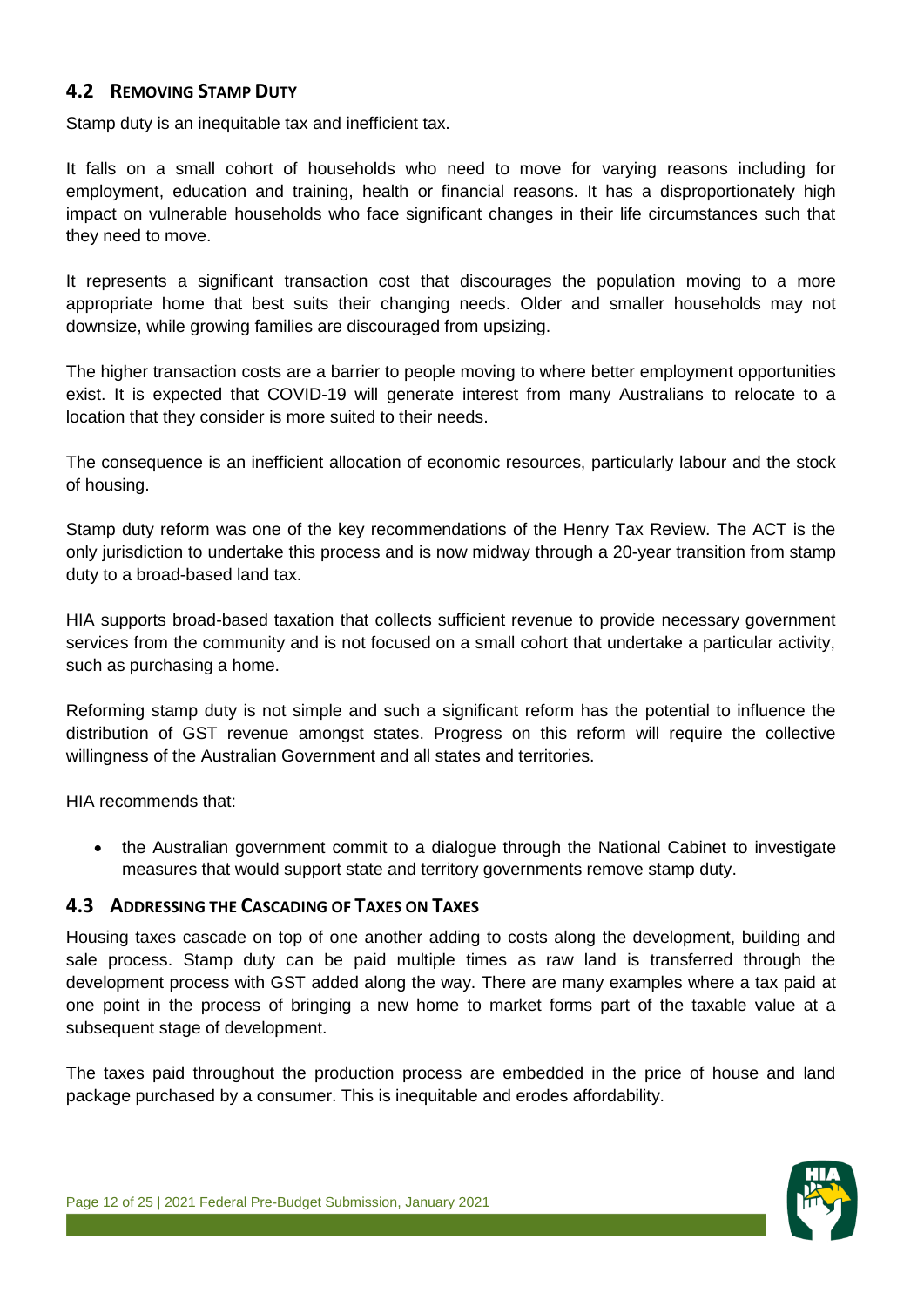## 4.2 Removing Stamp Duty

Stamp duty is an inequitable tax and inefficient tax.

It falls on a small cohort of households who need to move for varying reasons including for employment, education and training, health or financial reasons. It has a disproportionately high impact on vulnerable households who face significant changes in their life circumstances such that they need to move.

It represents a significant transaction cost that discourages the population moving to a more appropriate home that best suits their changing needs. Older and smaller households may not downsize, while growing families are discouraged from upsizing.

The higher transaction costs are a barrier to people moving to where better employment opportunities exist. It is expected that COVID-19 will generate interest from many Australians to relocate to a location that they consider is more suited to their needs.

The consequence is an inefficient allocation of economic resources, particularly labour and the stock of housing.

Stamp duty reform was one of the key recommendations of the Henry Tax Review. The ACT is the only jurisdiction to undertake this process and is now midway through a 20-year transition from stamp duty to a broad-based land tax.

HIA supports broad-based taxation that collects sufficient revenue to provide necessary government services from the community and is not focused on a small cohort that undertake a particular activity, such as purchasing a home.

Reforming stamp duty is not simple and such a significant reform has the potential to influence the distribution of GST revenue amongst states. Progress on this reform will require the collective willingness of the Australian Government and all states and territories.

HIA recommends that:

- the Australian government commit to a dialogue through the National Cabinet to investigate measures that would support state and territory governments remove stamp duty.

## 4.3 Addressing the Cascading of Taxes on Taxes

Housing taxes cascade on top of one another adding to costs along the development, building and sale process. Stamp duty can be paid multiple times as raw land is transferred through the development process with GST added along the way. There are many examples where a tax paid at one point in the process of bringing a new home to market forms part of the taxable value at a subsequent stage of development.

The taxes paid throughout the production process are embedded in the price of house and land package purchased by a consumer. This is inequitable and erodes affordability.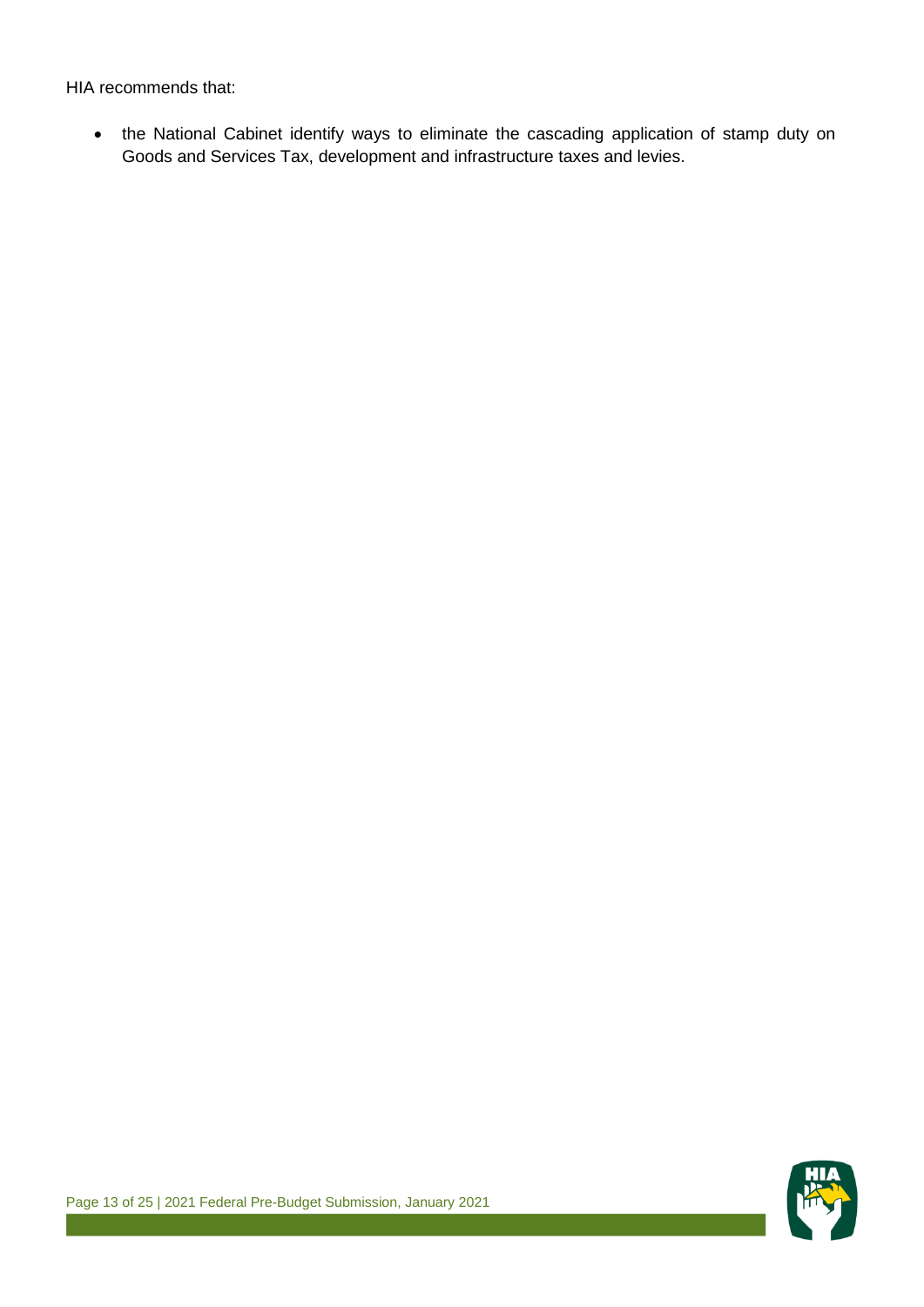HIA recommends that:

- the National Cabinet identify ways to eliminate the cascading application of stamp duty on Goods and Services Tax, development and infrastructure taxes and levies.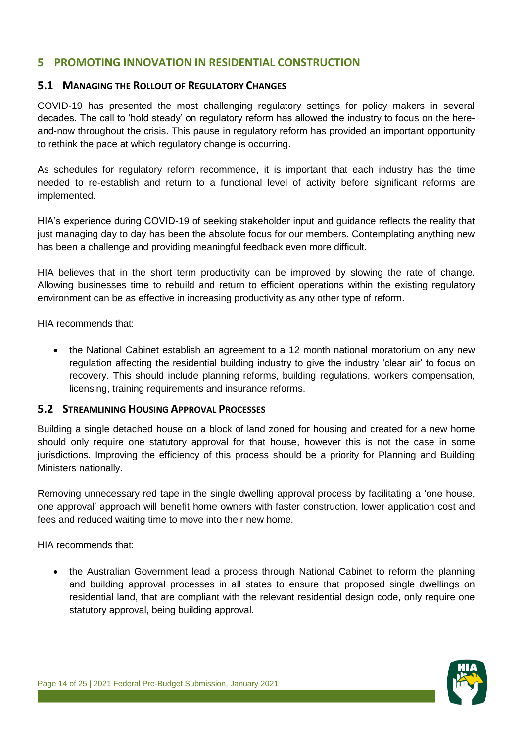# 5 PROMOTING INNOVATION IN RESIDENTIAL CONSTRUCTION

## 5.1 MANAGING THE ROLLOUT OF REGULATORY CHANGES

COVID-19 has presented the most challenging regulatory settings for policy makers in several decades. The call to 'hold steady' on regulatory reform has allowed the industry to focus on the here-and-now throughout the crisis. This pause in regulatory reform has provided an important opportunity to rethink the pace at which regulatory change is occurring.

As schedules for regulatory reform recommence, it is important that each industry has the time needed to re-establish and return to a functional level of activity before significant reforms are implemented.

HIA's experience during COVID-19 of seeking stakeholder input and guidance reflects the reality that just managing day to day has been the absolute focus for our members. Contemplating anything new has been a challenge and providing meaningful feedback even more difficult.

HIA believes that in the short term productivity can be improved by slowing the rate of change. Allowing businesses time to rebuild and return to efficient operations within the existing regulatory environment can be as effective in increasing productivity as any other type of reform.

HIA recommends that:

- the National Cabinet establish an agreement to a 12 month national moratorium on any new regulation affecting the residential building industry to give the industry 'clear air' to focus on recovery. This should include planning reforms, building regulations, workers compensation, licensing, training requirements and insurance reforms.

## 5.2 STREAMLINING HOUSING APPROVAL PROCESSES

Building a single detached house on a block of land zoned for housing and created for a new home should only require one statutory approval for that house, however this is not the case in some jurisdictions. Improving the efficiency of this process should be a priority for Planning and Building Ministers nationally.

Removing unnecessary red tape in the single dwelling approval process by facilitating a 'one house, one approval' approach will benefit home owners with faster construction, lower application cost and fees and reduced waiting time to move into their new home.

HIA recommends that:

- the Australian Government lead a process through National Cabinet to reform the planning and building approval processes in all states to ensure that proposed single dwellings on residential land, that are compliant with the relevant residential design code, only require one statutory approval, being building approval.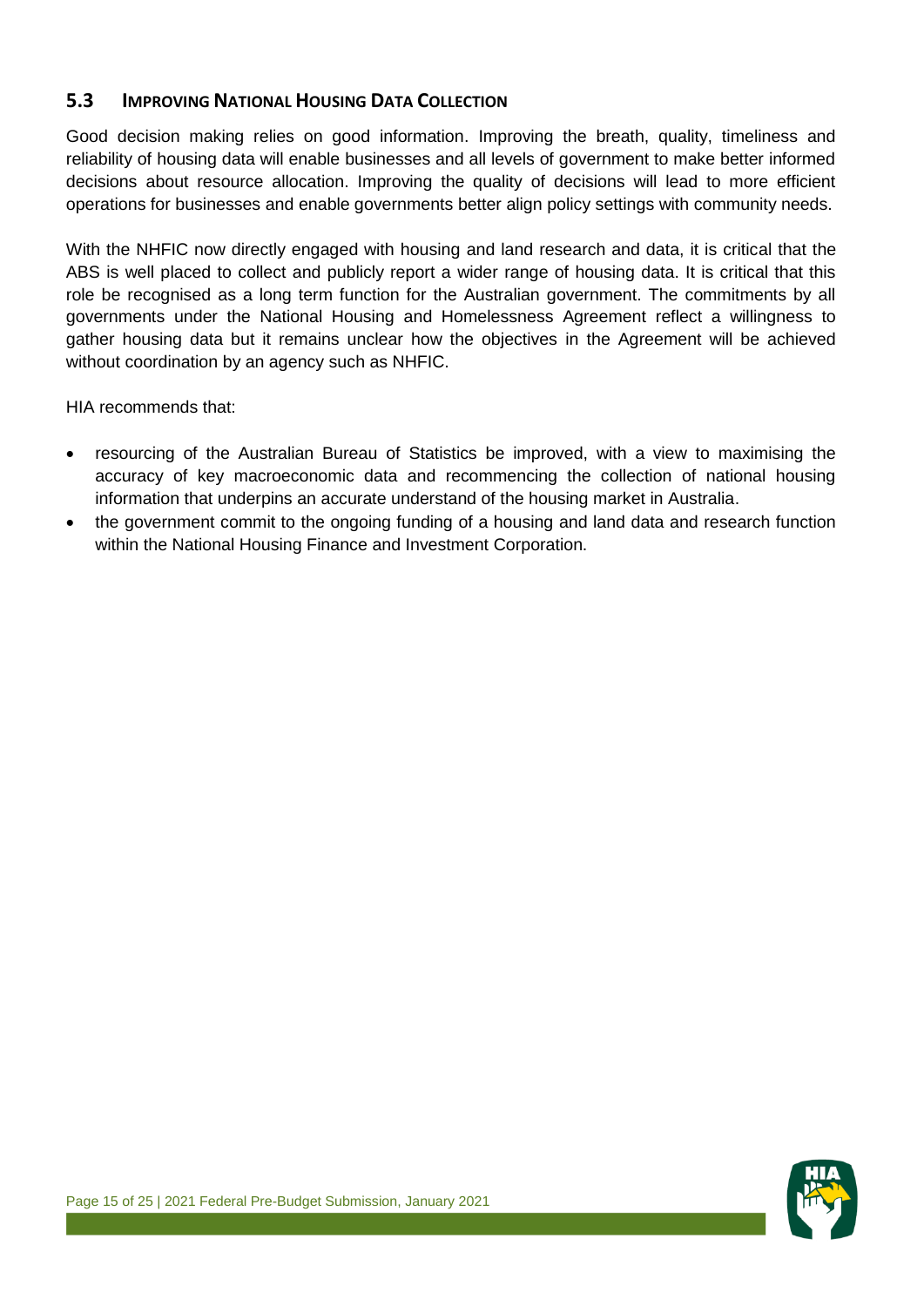## 5.3 Improving National Housing Data Collection

Good decision making relies on good information. Improving the breath, quality, timeliness and reliability of housing data will enable businesses and all levels of government to make better informed decisions about resource allocation. Improving the quality of decisions will lead to more efficient operations for businesses and enable governments better align policy settings with community needs.

With the NHFIC now directly engaged with housing and land research and data, it is critical that the ABS is well placed to collect and publicly report a wider range of housing data. It is critical that this role be recognised as a long term function for the Australian government. The commitments by all governments under the National Housing and Homelessness Agreement reflect a willingness to gather housing data but it remains unclear how the objectives in the Agreement will be achieved without coordination by an agency such as NHFIC.

HIA recommends that:

- resourcing of the Australian Bureau of Statistics be improved, with a view to maximising the accuracy of key macroeconomic data and recommencing the collection of national housing information that underpins an accurate understand of the housing market in Australia.
- the government commit to the ongoing funding of a housing and land data and research function within the National Housing Finance and Investment Corporation.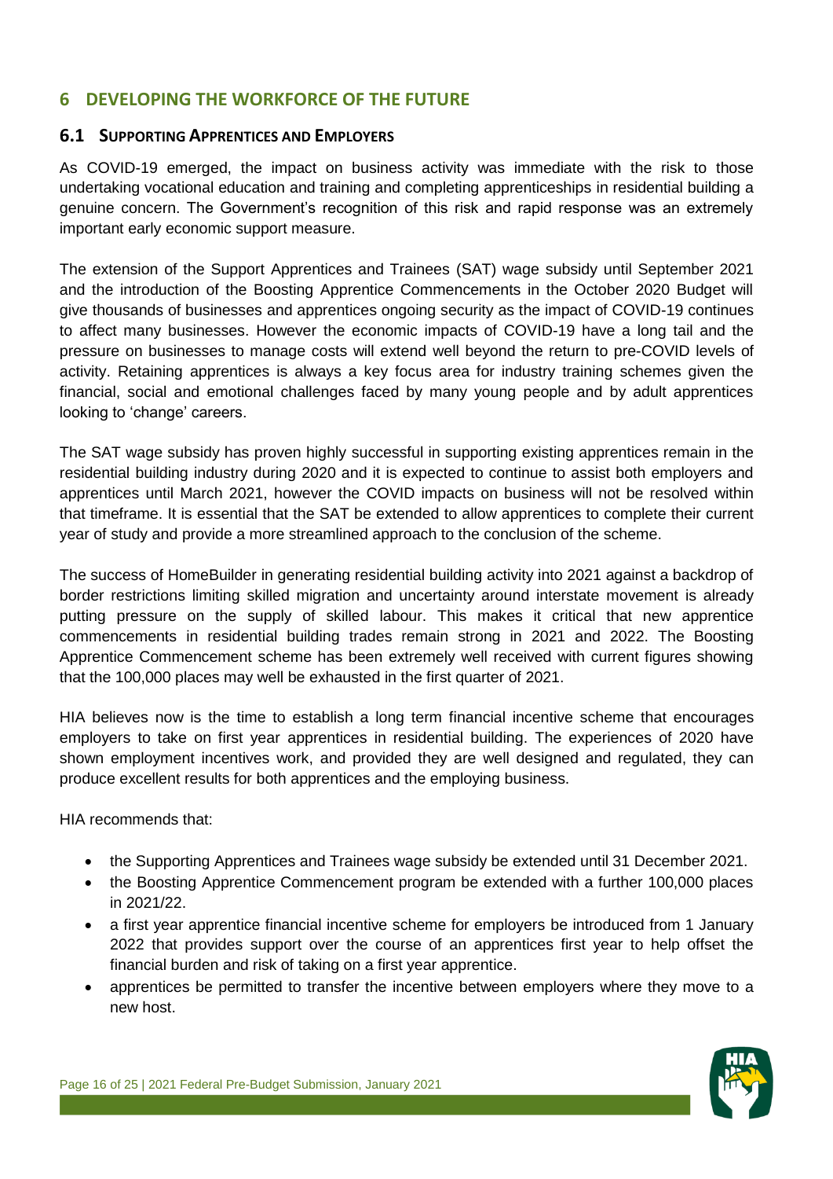## 6 DEVELOPING THE WORKFORCE OF THE FUTURE

### 6.1 SUPPORTING APPRENTICES AND EMPLOYERS

As COVID-19 emerged, the impact on business activity was immediate with the risk to those undertaking vocational education and training and completing apprenticeships in residential building a genuine concern. The Government's recognition of this risk and rapid response was an extremely important early economic support measure.

The extension of the Support Apprentices and Trainees (SAT) wage subsidy until September 2021 and the introduction of the Boosting Apprentice Commencements in the October 2020 Budget will give thousands of businesses and apprentices ongoing security as the impact of COVID-19 continues to affect many businesses. However the economic impacts of COVID-19 have a long tail and the pressure on businesses to manage costs will extend well beyond the return to pre-COVID levels of activity. Retaining apprentices is always a key focus area for industry training schemes given the financial, social and emotional challenges faced by many young people and by adult apprentices looking to 'change' careers.

The SAT wage subsidy has proven highly successful in supporting existing apprentices remain in the residential building industry during 2020 and it is expected to continue to assist both employers and apprentices until March 2021, however the COVID impacts on business will not be resolved within that timeframe. It is essential that the SAT be extended to allow apprentices to complete their current year of study and provide a more streamlined approach to the conclusion of the scheme.

The success of HomeBuilder in generating residential building activity into 2021 against a backdrop of border restrictions limiting skilled migration and uncertainty around interstate movement is already putting pressure on the supply of skilled labour. This makes it critical that new apprentice commencements in residential building trades remain strong in 2021 and 2022. The Boosting Apprentice Commencement scheme has been extremely well received with current figures showing that the 100,000 places may well be exhausted in the first quarter of 2021.

HIA believes now is the time to establish a long term financial incentive scheme that encourages employers to take on first year apprentices in residential building. The experiences of 2020 have shown employment incentives work, and provided they are well designed and regulated, they can produce excellent results for both apprentices and the employing business.

HIA recommends that:

- the Supporting Apprentices and Trainees wage subsidy be extended until 31 December 2021.
- the Boosting Apprentice Commencement program be extended with a further 100,000 places in 2021/22.
- a first year apprentice financial incentive scheme for employers be introduced from 1 January 2022 that provides support over the course of an apprentices first year to help offset the financial burden and risk of taking on a first year apprentice.
- apprentices be permitted to transfer the incentive between employers where they move to a new host.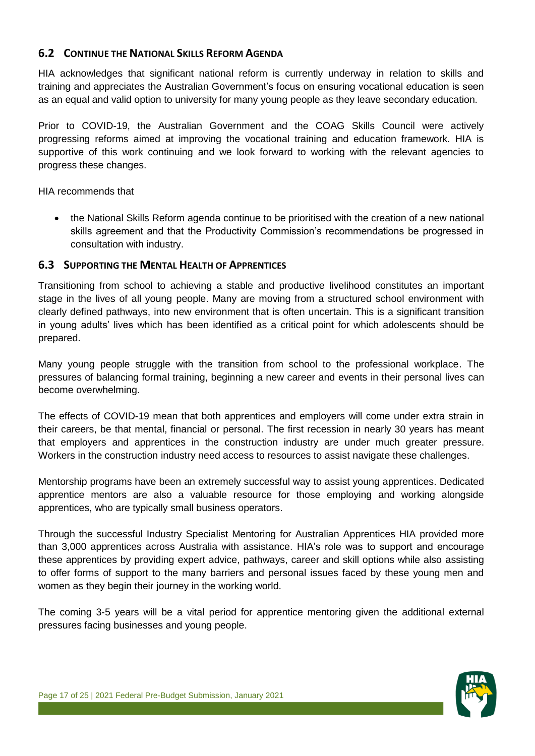## 6.2 Continue the National Skills Reform Agenda

HIA acknowledges that significant national reform is currently underway in relation to skills and training and appreciates the Australian Government's focus on ensuring vocational education is seen as an equal and valid option to university for many young people as they leave secondary education.

Prior to COVID-19, the Australian Government and the COAG Skills Council were actively progressing reforms aimed at improving the vocational training and education framework. HIA is supportive of this work continuing and we look forward to working with the relevant agencies to progress these changes.

HIA recommends that

- the National Skills Reform agenda continue to be prioritised with the creation of a new national skills agreement and that the Productivity Commission's recommendations be progressed in consultation with industry.

## 6.3 Supporting the Mental Health of Apprentices

Transitioning from school to achieving a stable and productive livelihood constitutes an important stage in the lives of all young people. Many are moving from a structured school environment with clearly defined pathways, into new environment that is often uncertain. This is a significant transition in young adults' lives which has been identified as a critical point for which adolescents should be prepared.

Many young people struggle with the transition from school to the professional workplace. The pressures of balancing formal training, beginning a new career and events in their personal lives can become overwhelming.

The effects of COVID-19 mean that both apprentices and employers will come under extra strain in their careers, be that mental, financial or personal. The first recession in nearly 30 years has meant that employers and apprentices in the construction industry are under much greater pressure. Workers in the construction industry need access to resources to assist navigate these challenges.

Mentorship programs have been an extremely successful way to assist young apprentices. Dedicated apprentice mentors are also a valuable resource for those employing and working alongside apprentices, who are typically small business operators.

Through the successful Industry Specialist Mentoring for Australian Apprentices HIA provided more than 3,000 apprentices across Australia with assistance. HIA's role was to support and encourage these apprentices by providing expert advice, pathways, career and skill options while also assisting to offer forms of support to the many barriers and personal issues faced by these young men and women as they begin their journey in the working world.

The coming 3-5 years will be a vital period for apprentice mentoring given the additional external pressures facing businesses and young people.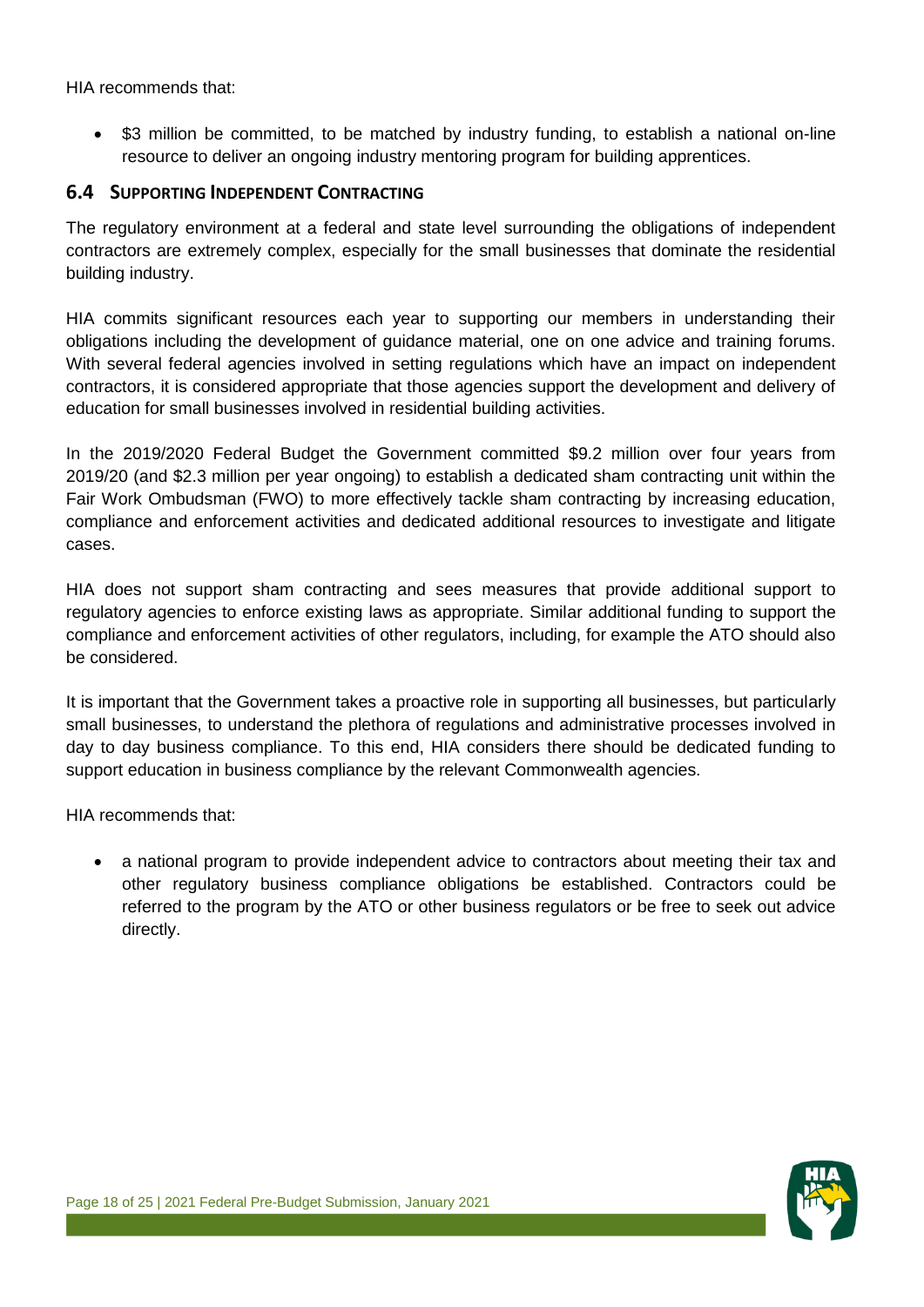HIA recommends that:

- $3 million be committed, to be matched by industry funding, to establish a national on-line resource to deliver an ongoing industry mentoring program for building apprentices.

## 6.4 Supporting Independent Contracting

The regulatory environment at a federal and state level surrounding the obligations of independent contractors are extremely complex, especially for the small businesses that dominate the residential building industry.

HIA commits significant resources each year to supporting our members in understanding their obligations including the development of guidance material, one on one advice and training forums. With several federal agencies involved in setting regulations which have an impact on independent contractors, it is considered appropriate that those agencies support the development and delivery of education for small businesses involved in residential building activities.

In the 2019/2020 Federal Budget the Government committed $9.2 million over four years from 2019/20 (and $2.3 million per year ongoing) to establish a dedicated sham contracting unit within the Fair Work Ombudsman (FWO) to more effectively tackle sham contracting by increasing education, compliance and enforcement activities and dedicated additional resources to investigate and litigate cases.

HIA does not support sham contracting and sees measures that provide additional support to regulatory agencies to enforce existing laws as appropriate. Similar additional funding to support the compliance and enforcement activities of other regulators, including, for example the ATO should also be considered.

It is important that the Government takes a proactive role in supporting all businesses, but particularly small businesses, to understand the plethora of regulations and administrative processes involved in day to day business compliance. To this end, HIA considers there should be dedicated funding to support education in business compliance by the relevant Commonwealth agencies.

HIA recommends that:

- a national program to provide independent advice to contractors about meeting their tax and other regulatory business compliance obligations be established. Contractors could be referred to the program by the ATO or other business regulators or be free to seek out advice directly.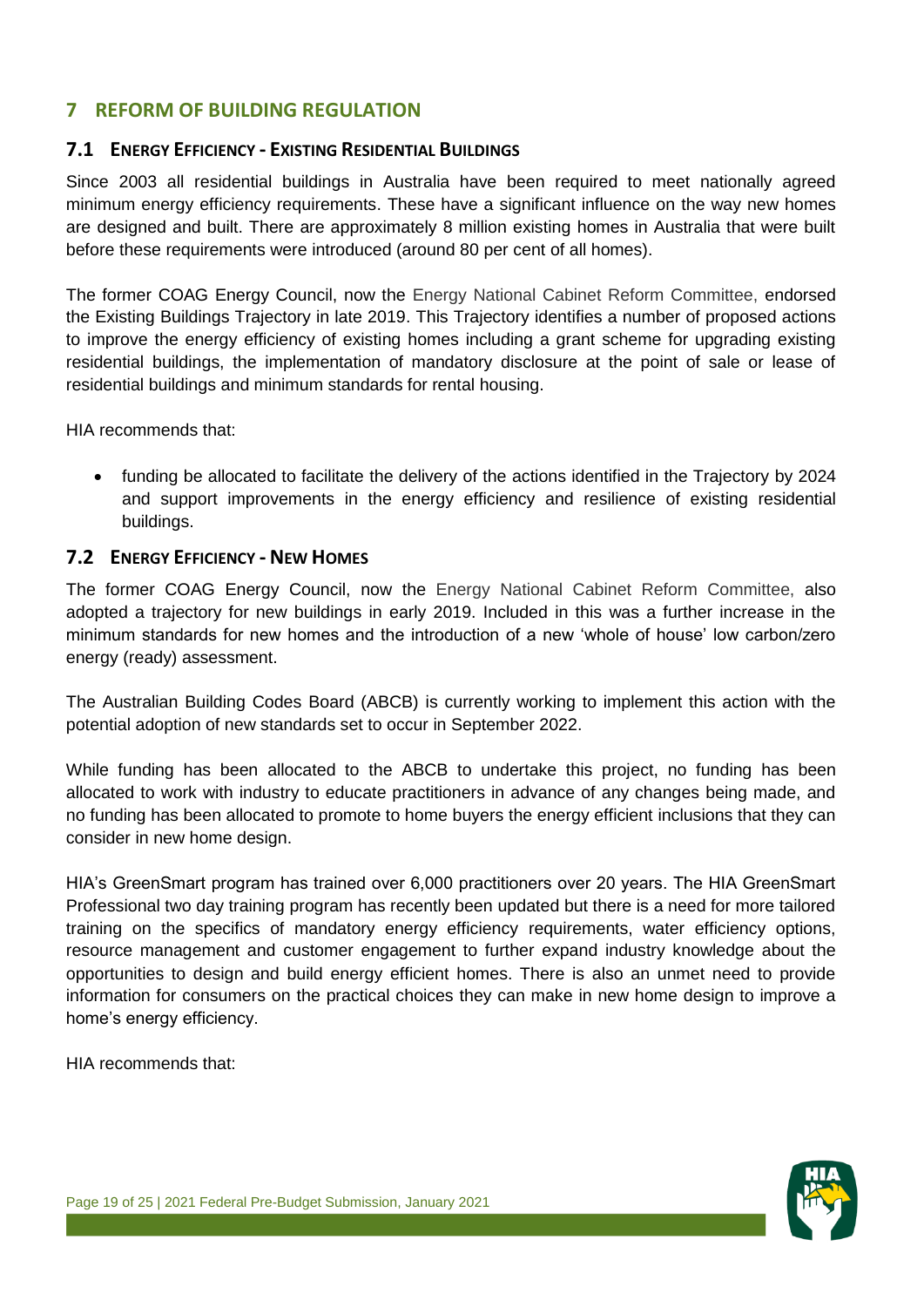# 7 REFORM OF BUILDING REGULATION

## 7.1 ENERGY EFFICIENCY - EXISTING RESIDENTIAL BUILDINGS

Since 2003 all residential buildings in Australia have been required to meet nationally agreed minimum energy efficiency requirements. These have a significant influence on the way new homes are designed and built. There are approximately 8 million existing homes in Australia that were built before these requirements were introduced (around 80 per cent of all homes).

The former COAG Energy Council, now the Energy National Cabinet Reform Committee, endorsed the Existing Buildings Trajectory in late 2019. This Trajectory identifies a number of proposed actions to improve the energy efficiency of existing homes including a grant scheme for upgrading existing residential buildings, the implementation of mandatory disclosure at the point of sale or lease of residential buildings and minimum standards for rental housing.

HIA recommends that:

- funding be allocated to facilitate the delivery of the actions identified in the Trajectory by 2024 and support improvements in the energy efficiency and resilience of existing residential buildings.

## 7.2 ENERGY EFFICIENCY - NEW HOMES

The former COAG Energy Council, now the Energy National Cabinet Reform Committee, also adopted a trajectory for new buildings in early 2019. Included in this was a further increase in the minimum standards for new homes and the introduction of a new 'whole of house' low carbon/zero energy (ready) assessment.

The Australian Building Codes Board (ABCB) is currently working to implement this action with the potential adoption of new standards set to occur in September 2022.

While funding has been allocated to the ABCB to undertake this project, no funding has been allocated to work with industry to educate practitioners in advance of any changes being made, and no funding has been allocated to promote to home buyers the energy efficient inclusions that they can consider in new home design.

HIA's GreenSmart program has trained over 6,000 practitioners over 20 years. The HIA GreenSmart Professional two day training program has recently been updated but there is a need for more tailored training on the specifics of mandatory energy efficiency requirements, water efficiency options, resource management and customer engagement to further expand industry knowledge about the opportunities to design and build energy efficient homes. There is also an unmet need to provide information for consumers on the practical choices they can make in new home design to improve a home's energy efficiency.

HIA recommends that: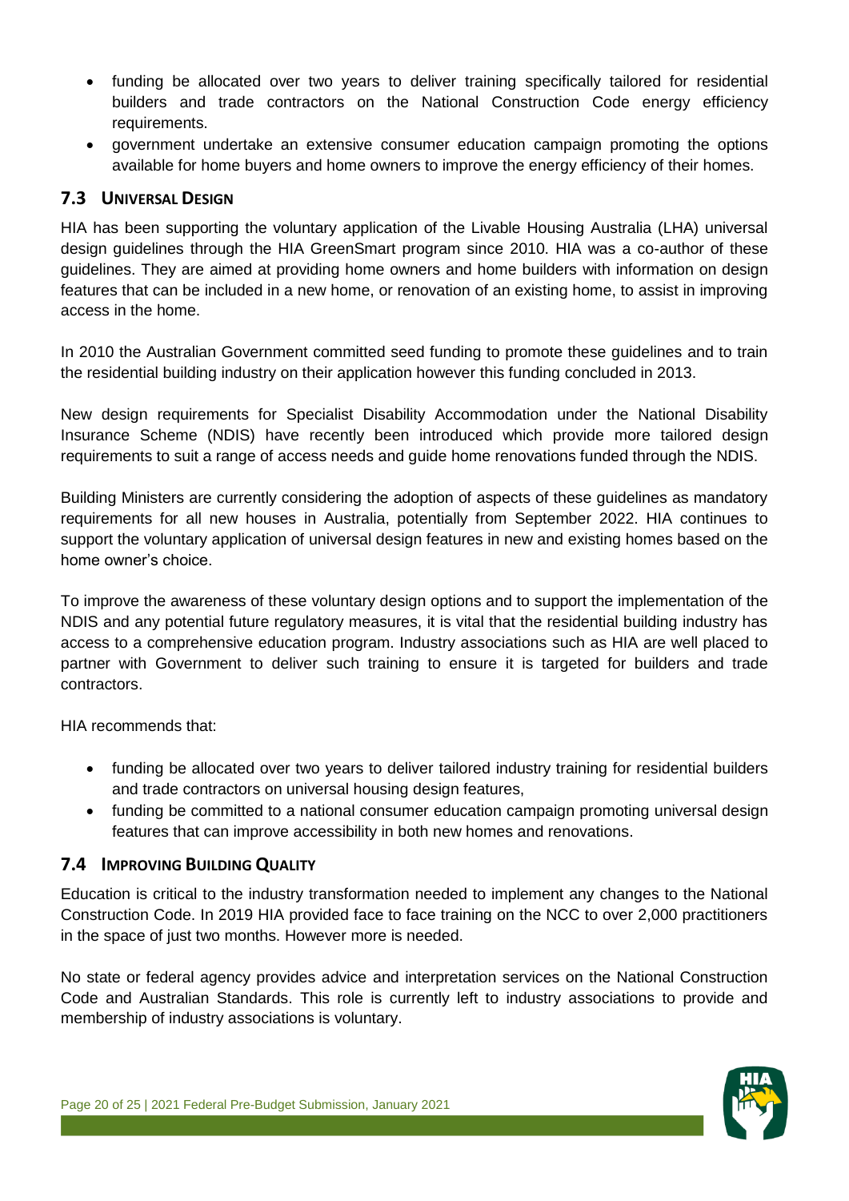- funding be allocated over two years to deliver training specifically tailored for residential builders and trade contractors on the National Construction Code energy efficiency requirements.
- government undertake an extensive consumer education campaign promoting the options available for home buyers and home owners to improve the energy efficiency of their homes.

## 7.3 UNIVERSAL DESIGN

HIA has been supporting the voluntary application of the Livable Housing Australia (LHA) universal design guidelines through the HIA GreenSmart program since 2010. HIA was a co-author of these guidelines. They are aimed at providing home owners and home builders with information on design features that can be included in a new home, or renovation of an existing home, to assist in improving access in the home.

In 2010 the Australian Government committed seed funding to promote these guidelines and to train the residential building industry on their application however this funding concluded in 2013.

New design requirements for Specialist Disability Accommodation under the National Disability Insurance Scheme (NDIS) have recently been introduced which provide more tailored design requirements to suit a range of access needs and guide home renovations funded through the NDIS.

Building Ministers are currently considering the adoption of aspects of these guidelines as mandatory requirements for all new houses in Australia, potentially from September 2022. HIA continues to support the voluntary application of universal design features in new and existing homes based on the home owner's choice.

To improve the awareness of these voluntary design options and to support the implementation of the NDIS and any potential future regulatory measures, it is vital that the residential building industry has access to a comprehensive education program. Industry associations such as HIA are well placed to partner with Government to deliver such training to ensure it is targeted for builders and trade contractors.

HIA recommends that:

- funding be allocated over two years to deliver tailored industry training for residential builders and trade contractors on universal housing design features,
- funding be committed to a national consumer education campaign promoting universal design features that can improve accessibility in both new homes and renovations.

## 7.4 IMPROVING BUILDING QUALITY

Education is critical to the industry transformation needed to implement any changes to the National Construction Code. In 2019 HIA provided face to face training on the NCC to over 2,000 practitioners in the space of just two months. However more is needed.

No state or federal agency provides advice and interpretation services on the National Construction Code and Australian Standards. This role is currently left to industry associations to provide and membership of industry associations is voluntary.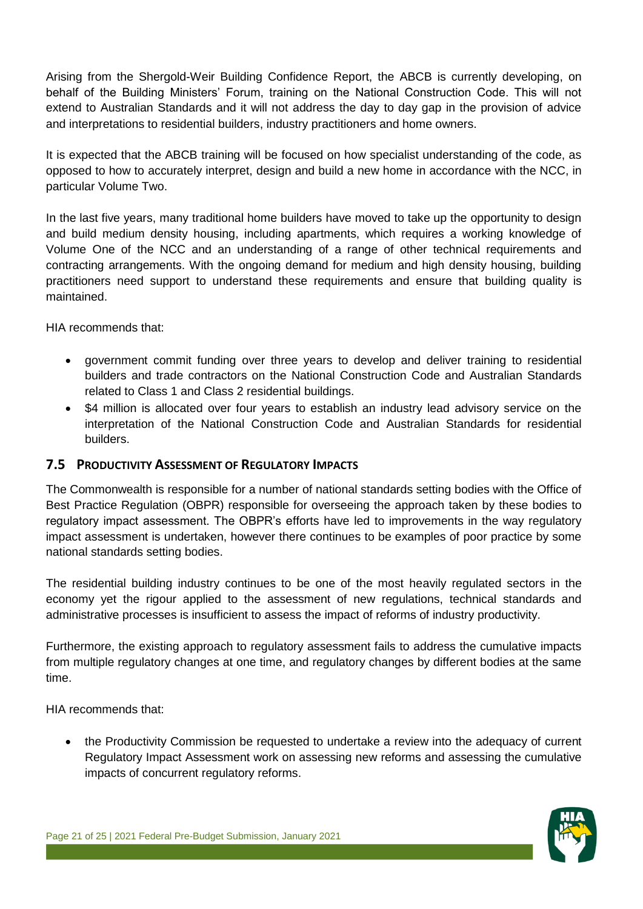Arising from the Shergold-Weir Building Confidence Report, the ABCB is currently developing, on behalf of the Building Ministers' Forum, training on the National Construction Code. This will not extend to Australian Standards and it will not address the day to day gap in the provision of advice and interpretations to residential builders, industry practitioners and home owners.

It is expected that the ABCB training will be focused on how specialist understanding of the code, as opposed to how to accurately interpret, design and build a new home in accordance with the NCC, in particular Volume Two.

In the last five years, many traditional home builders have moved to take up the opportunity to design and build medium density housing, including apartments, which requires a working knowledge of Volume One of the NCC and an understanding of a range of other technical requirements and contracting arrangements. With the ongoing demand for medium and high density housing, building practitioners need support to understand these requirements and ensure that building quality is maintained.

HIA recommends that:

- government commit funding over three years to develop and deliver training to residential builders and trade contractors on the National Construction Code and Australian Standards related to Class 1 and Class 2 residential buildings.
- $4 million is allocated over four years to establish an industry lead advisory service on the interpretation of the National Construction Code and Australian Standards for residential builders.

## 7.5 Productivity Assessment of Regulatory Impacts

The Commonwealth is responsible for a number of national standards setting bodies with the Office of Best Practice Regulation (OBPR) responsible for overseeing the approach taken by these bodies to regulatory impact assessment. The OBPR's efforts have led to improvements in the way regulatory impact assessment is undertaken, however there continues to be examples of poor practice by some national standards setting bodies.

The residential building industry continues to be one of the most heavily regulated sectors in the economy yet the rigour applied to the assessment of new regulations, technical standards and administrative processes is insufficient to assess the impact of reforms of industry productivity.

Furthermore, the existing approach to regulatory assessment fails to address the cumulative impacts from multiple regulatory changes at one time, and regulatory changes by different bodies at the same time.

HIA recommends that:

- the Productivity Commission be requested to undertake a review into the adequacy of current Regulatory Impact Assessment work on assessing new reforms and assessing the cumulative impacts of concurrent regulatory reforms.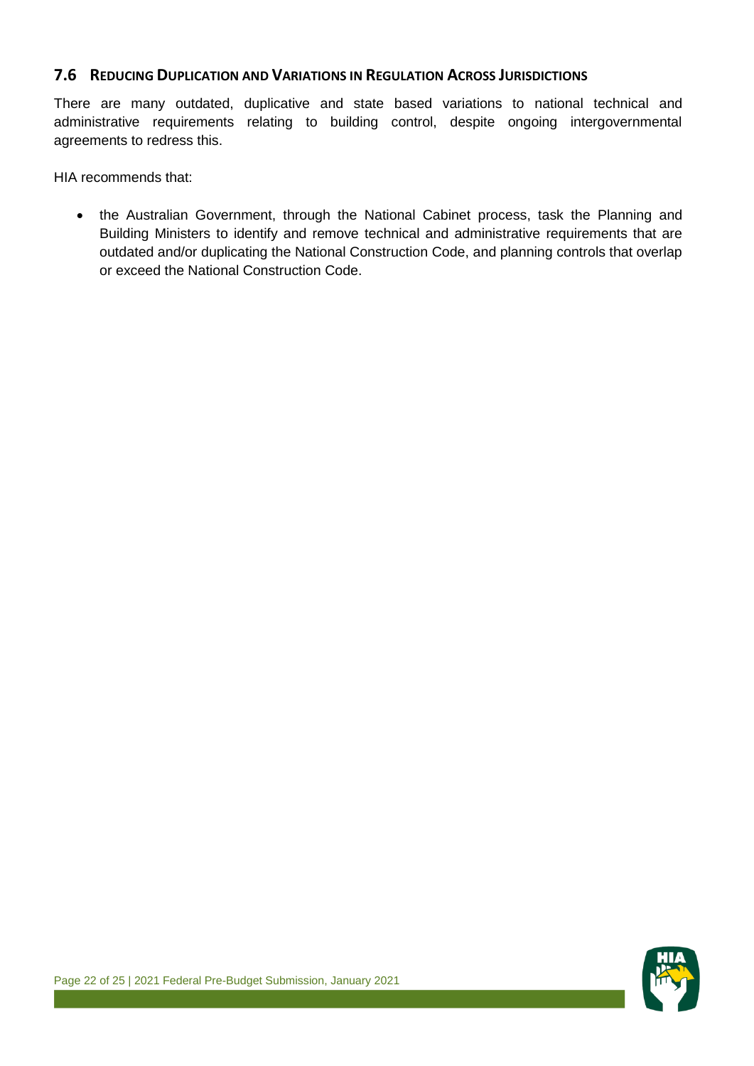## 7.6 REDUCING DUPLICATION AND VARIATIONS IN REGULATION ACROSS JURISDICTIONS

There are many outdated, duplicative and state based variations to national technical and administrative requirements relating to building control, despite ongoing intergovernmental agreements to redress this.

HIA recommends that:

- the Australian Government, through the National Cabinet process, task the Planning and Building Ministers to identify and remove technical and administrative requirements that are outdated and/or duplicating the National Construction Code, and planning controls that overlap or exceed the National Construction Code.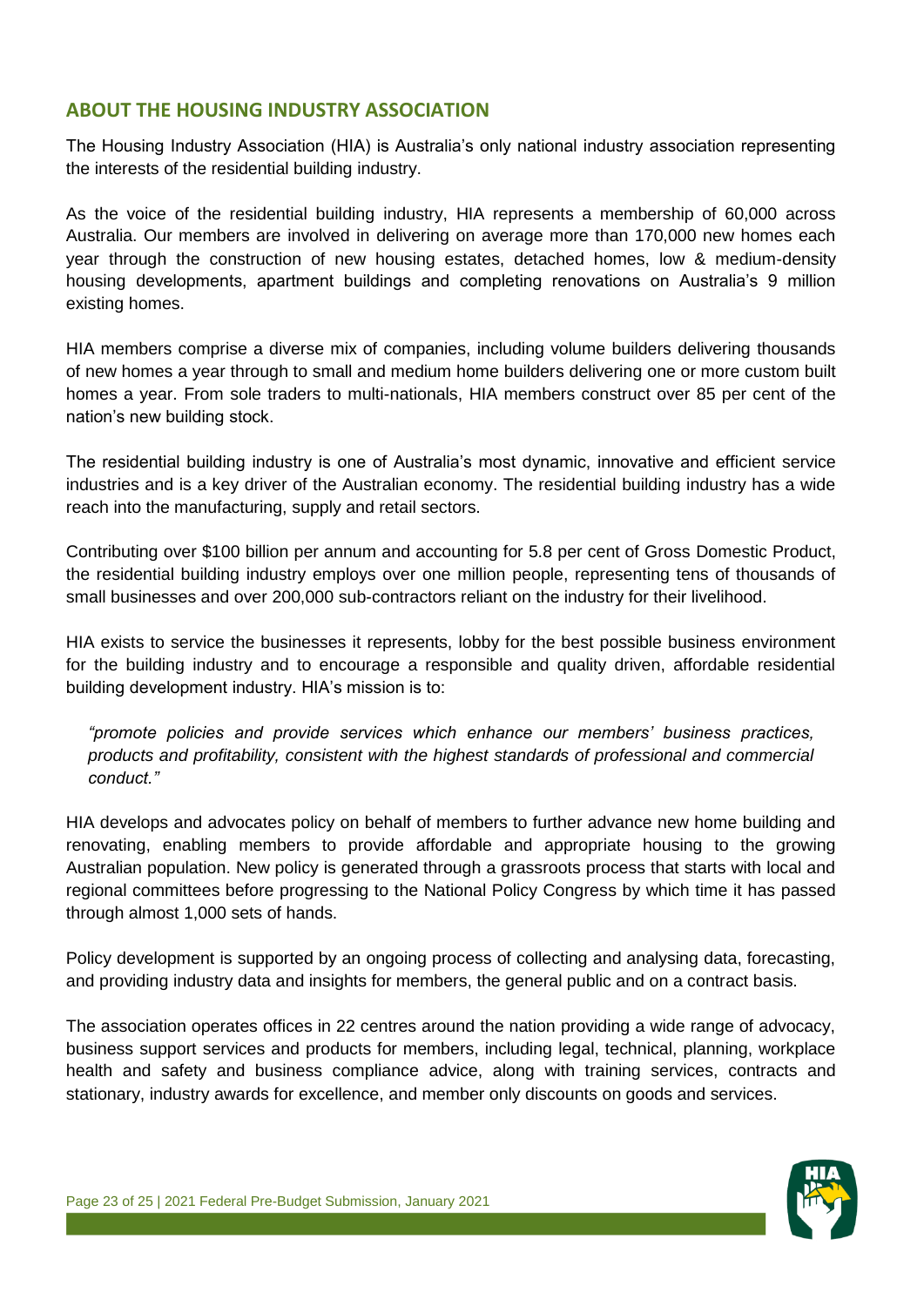## ABOUT THE HOUSING INDUSTRY ASSOCIATION

The Housing Industry Association (HIA) is Australia's only national industry association representing the interests of the residential building industry.

As the voice of the residential building industry, HIA represents a membership of 60,000 across Australia. Our members are involved in delivering on average more than 170,000 new homes each year through the construction of new housing estates, detached homes, low & medium-density housing developments, apartment buildings and completing renovations on Australia's 9 million existing homes.

HIA members comprise a diverse mix of companies, including volume builders delivering thousands of new homes a year through to small and medium home builders delivering one or more custom built homes a year. From sole traders to multi-nationals, HIA members construct over 85 per cent of the nation's new building stock.

The residential building industry is one of Australia's most dynamic, innovative and efficient service industries and is a key driver of the Australian economy. The residential building industry has a wide reach into the manufacturing, supply and retail sectors.

Contributing over $100 billion per annum and accounting for 5.8 per cent of Gross Domestic Product, the residential building industry employs over one million people, representing tens of thousands of small businesses and over 200,000 sub-contractors reliant on the industry for their livelihood.

HIA exists to service the businesses it represents, lobby for the best possible business environment for the building industry and to encourage a responsible and quality driven, affordable residential building development industry. HIA's mission is to:

> *"promote policies and provide services which enhance our members' business practices, products and profitability, consistent with the highest standards of professional and commercial conduct."*

HIA develops and advocates policy on behalf of members to further advance new home building and renovating, enabling members to provide affordable and appropriate housing to the growing Australian population. New policy is generated through a grassroots process that starts with local and regional committees before progressing to the National Policy Congress by which time it has passed through almost 1,000 sets of hands.

Policy development is supported by an ongoing process of collecting and analysing data, forecasting, and providing industry data and insights for members, the general public and on a contract basis.

The association operates offices in 22 centres around the nation providing a wide range of advocacy, business support services and products for members, including legal, technical, planning, workplace health and safety and business compliance advice, along with training services, contracts and stationary, industry awards for excellence, and member only discounts on goods and services.